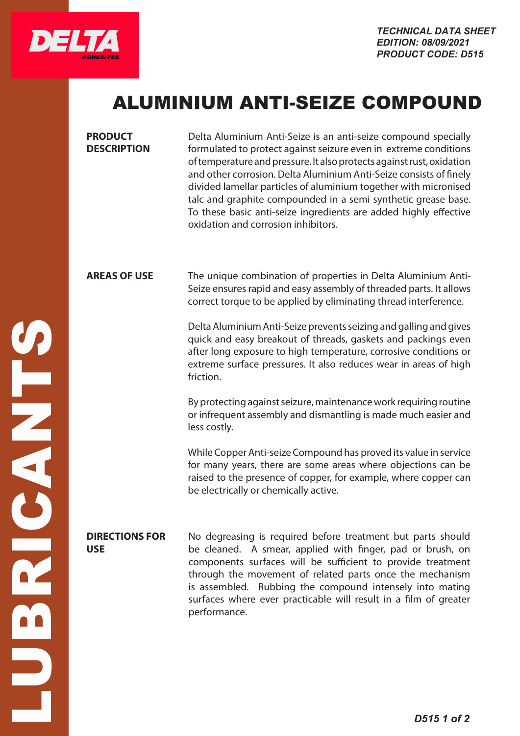TECHNICAL DATA SHEET
EDITION: 08/09/2021
PRODUCT CODE: D515

# ALUMINIUM ANTI-SEIZE COMPOUND

## PRODUCT DESCRIPTION

Delta Aluminium Anti-Seize is an anti-seize compound specially formulated to protect against seizure even in extreme conditions of temperature and pressure. It also protects against rust, oxidation and other corrosion. Delta Aluminium Anti-Seize consists of finely divided lamellar particles of aluminium together with micronised talc and graphite compounded in a semi synthetic grease base. To these basic anti-seize ingredients are added highly effective oxidation and corrosion inhibitors.

## AREAS OF USE

The unique combination of properties in Delta Aluminium Anti-Seize ensures rapid and easy assembly of threaded parts. It allows correct torque to be applied by eliminating thread interference.

Delta Aluminium Anti-Seize prevents seizing and galling and gives quick and easy breakout of threads, gaskets and packings even after long exposure to high temperature, corrosive conditions or extreme surface pressures. It also reduces wear in areas of high friction.

By protecting against seizure, maintenance work requiring routine or infrequent assembly and dismantling is made much easier and less costly.

While Copper Anti-seize Compound has proved its value in service for many years, there are some areas where objections can be raised to the presence of copper, for example, where copper can be electrically or chemically active.

## DIRECTIONS FOR USE

No degreasing is required before treatment but parts should be cleaned. A smear, applied with finger, pad or brush, on components surfaces will be sufficient to provide treatment through the movement of related parts once the mechanism is assembled. Rubbing the compound intensely into mating surfaces where ever practicable will result in a film of greater performance.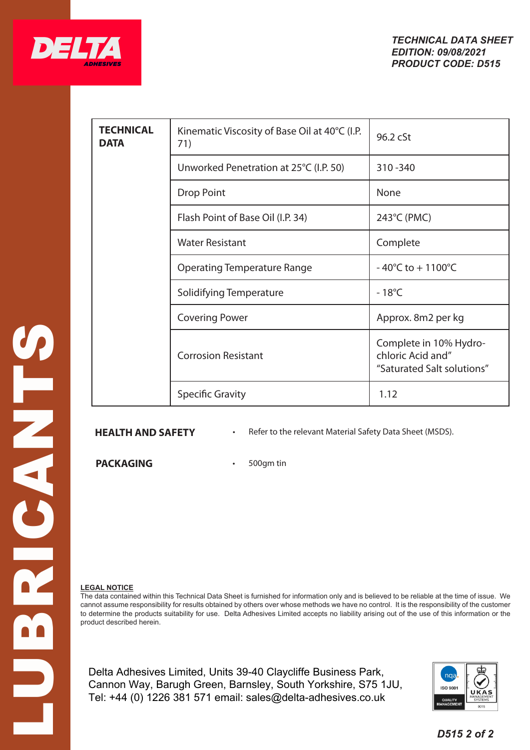DELTA ADHESIVES

***TECHNICAL DATA SHEET***
***EDITION: 09/08/2021***
***PRODUCT CODE: D515***

| | | |
|---|---|---|
| **TECHNICAL DATA** | Kinematic Viscosity of Base Oil at 40°C (I.P. 71) | 96.2 cSt |
| | Unworked Penetration at 25°C (I.P. 50) | 310 -340 |
| | Drop Point | None |
| | Flash Point of Base Oil (I.P. 34) | 243°C (PMC) |
| | Water Resistant | Complete |
| | Operating Temperature Range | - 40°C to + 1100°C |
| | Solidifying Temperature | - 18°C |
| | Covering Power | Approx. 8m2 per kg |
| | Corrosion Resistant | Complete in 10% Hydro-chloric Acid and" "Saturated Salt solutions" |
| | Specific Gravity | 1.12 |

**HEALTH AND SAFETY**

- Refer to the relevant Material Safety Data Sheet (MSDS).

**PACKAGING**

- 500gm tin

**LEGAL NOTICE**

The data contained within this Technical Data Sheet is furnished for information only and is believed to be reliable at the time of issue. We cannot assume responsibility for results obtained by others over whose methods we have no control. It is the responsibility of the customer to determine the products suitability for use. Delta Adhesives Limited accepts no liability arising out of the use of this information or the product described herein.

Delta Adhesives Limited, Units 39-40 Claycliffe Business Park, Cannon Way, Barugh Green, Barnsley, South Yorkshire, S75 1JU, Tel: +44 (0) 1226 381 571 email: sales@delta-adhesives.co.uk

nqa ISO 9001 QUALITY MANAGEMENT | UKAS MANAGEMENT SYSTEMS 0015

LUBRICANTS